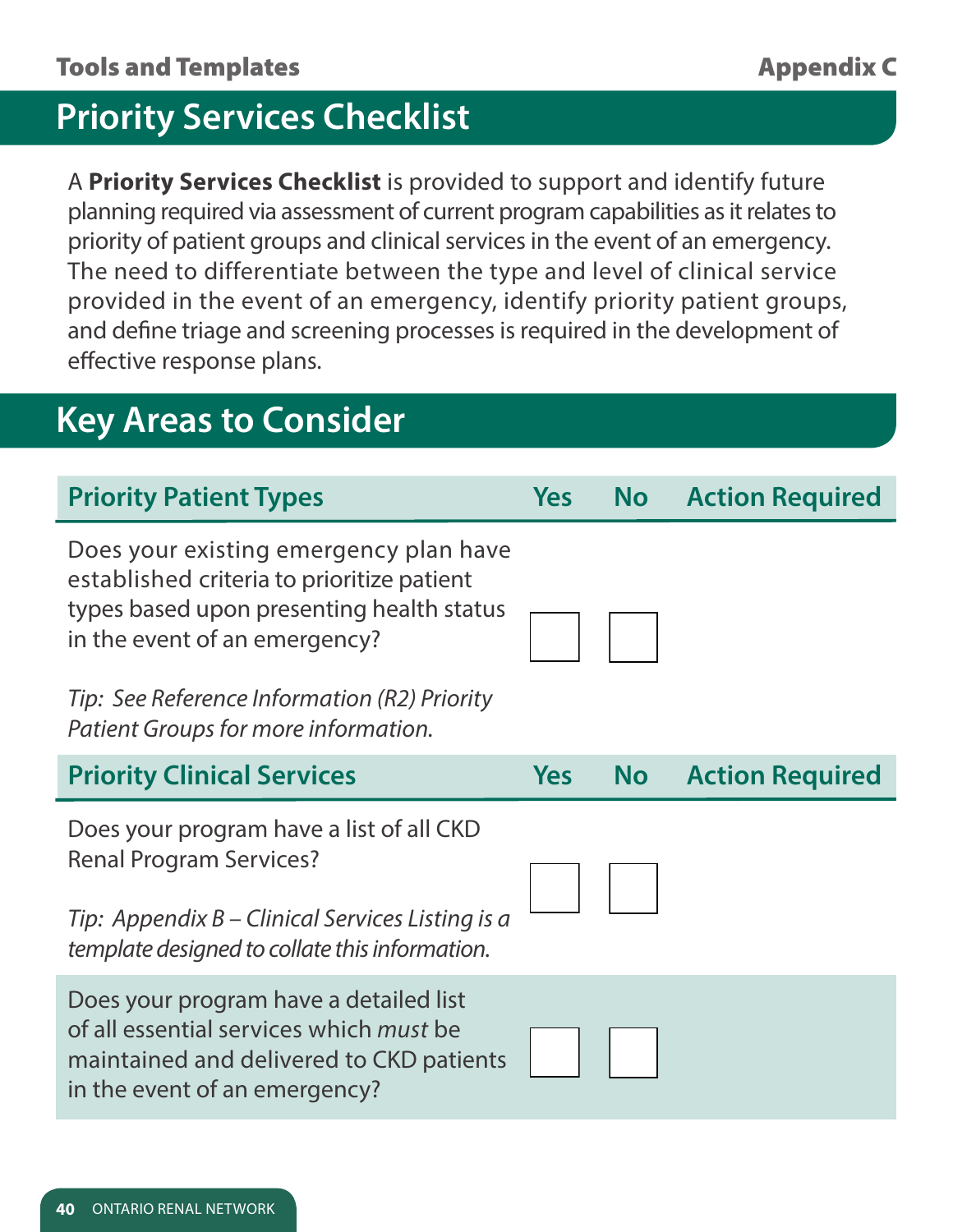## Priority Services Checklist

A **Priority Services Checklist** is provided to support and identify future planning required via assessment of current program capabilities as it relates to priority of patient groups and clinical services in the event of an emergency. The need to differentiate between the type and level of clinical service provided in the event of an emergency, identify priority patient groups, and define triage and screening processes is required in the development of effective response plans.

## Key Areas to Consider

| Priority Patient Types | Yes | No | Action Required |
|---|---|---|---|
| Does your existing emergency plan have established criteria to prioritize patient types based upon presenting health status in the event of an emergency?<br><br>*Tip: See Reference Information (R2) Priority Patient Groups for more information.* | ☐ | ☐ | |

| Priority Clinical Services | Yes | No | Action Required |
|---|---|---|---|
| Does your program have a list of all CKD Renal Program Services?<br><br>*Tip: Appendix B – Clinical Services Listing is a template designed to collate this information.* | ☐ | ☐ | |
| Does your program have a detailed list of all essential services which *must* be maintained and delivered to CKD patients in the event of an emergency? | ☐ | ☐ | |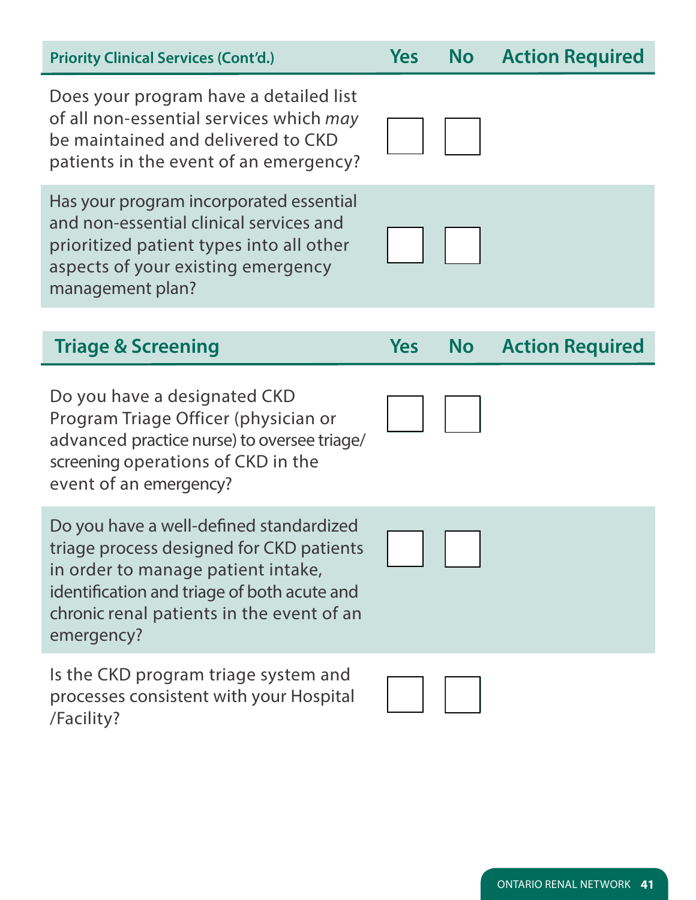| Priority Clinical Services (Cont'd.) | Yes | No | Action Required |
|---|---|---|---|
| Does your program have a detailed list of all non-essential services which *may* be maintained and delivered to CKD patients in the event of an emergency? | ☐ | ☐ | |
| Has your program incorporated essential and non-essential clinical services and prioritized patient types into all other aspects of your existing emergency management plan? | ☐ | ☐ | |

| Triage & Screening | Yes | No | Action Required |
|---|---|---|---|
| Do you have a designated CKD Program Triage Officer (physician or advanced practice nurse) to oversee triage/screening operations of CKD in the event of an emergency? | ☐ | ☐ | |
| Do you have a well-defined standardized triage process designed for CKD patients in order to manage patient intake, identification and triage of both acute and chronic renal patients in the event of an emergency? | ☐ | ☐ | |
| Is the CKD program triage system and processes consistent with your Hospital /Facility? | ☐ | ☐ | |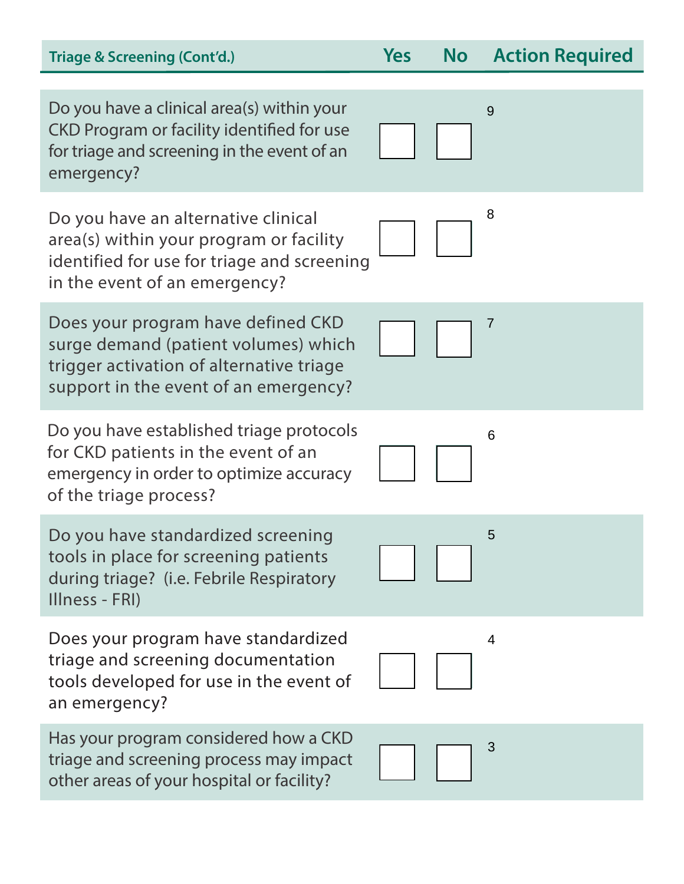| Triage & Screening (Cont'd.) | Yes | No | Action Required |
|---|---|---|---|
| Do you have a clinical area(s) within your CKD Program or facility identified for use for triage and screening in the event of an emergency? | ☐ | ☐ | 9 |
| Do you have an alternative clinical area(s) within your program or facility identified for use for triage and screening in the event of an emergency? | ☐ | ☐ | 8 |
| Does your program have defined CKD surge demand (patient volumes) which trigger activation of alternative triage support in the event of an emergency? | ☐ | ☐ | 7 |
| Do you have established triage protocols for CKD patients in the event of an emergency in order to optimize accuracy of the triage process? | ☐ | ☐ | 6 |
| Do you have standardized screening tools in place for screening patients during triage? (i.e. Febrile Respiratory Illness - FRI) | ☐ | ☐ | 5 |
| Does your program have standardized triage and screening documentation tools developed for use in the event of an emergency? | ☐ | ☐ | 4 |
| Has your program considered how a CKD triage and screening process may impact other areas of your hospital or facility? | ☐ | ☐ | 3 |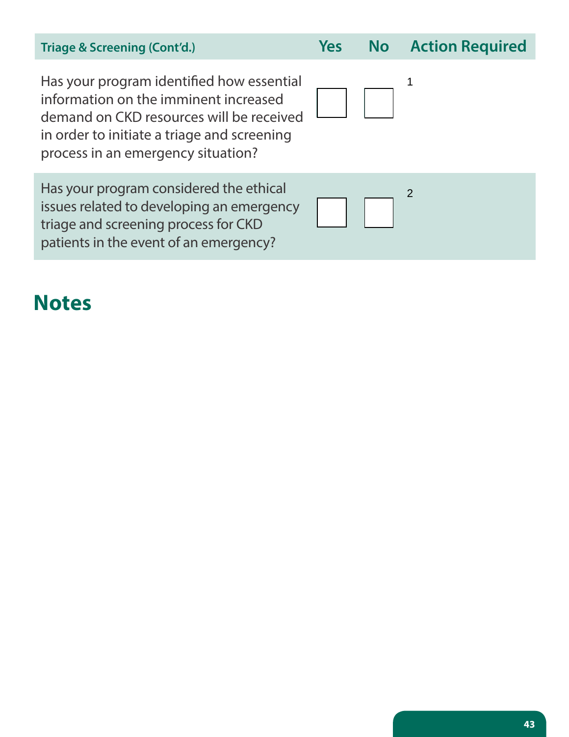| Triage & Screening (Cont'd.) | Yes | No | Action Required |
|---|---|---|---|
| Has your program identified how essential information on the imminent increased demand on CKD resources will be received in order to initiate a triage and screening process in an emergency situation? | ☐ | ☐ | 1 |
| Has your program considered the ethical issues related to developing an emergency triage and screening process for CKD patients in the event of an emergency? | ☐ | ☐ | 2 |

# Notes